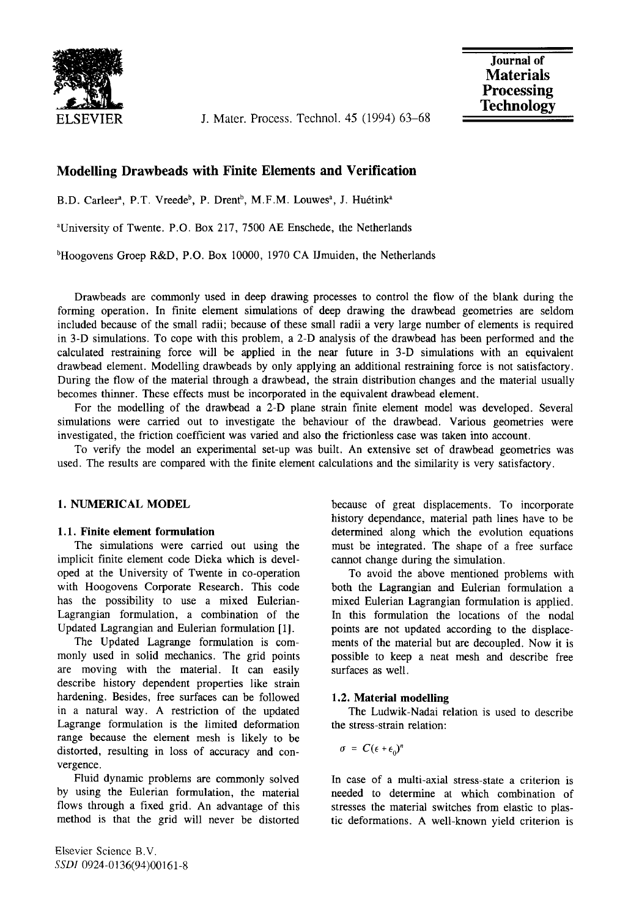# Modelling Drawbeads with Finite Elements and Verification

B.D. Carleer[a], P.T. Vreede[b], P. Drent[b], M.F.M. Louwes[a], J. Huétink[a]

[a]University of Twente, P.O. Box 217, 7500 AE Enschede, the Netherlands

[b]Hoogovens Groep R&D, P.O. Box 10000, 1970 CA IJmuiden, the Netherlands

Drawbeads are commonly used in deep drawing processes to control the flow of the blank during the forming operation. In finite element simulations of deep drawing the drawbead geometries are seldom included because of the small radii; because of these small radii a very large number of elements is required in 3-D simulations. To cope with this problem, a 2-D analysis of the drawbead has been performed and the calculated restraining force will be applied in the near future in 3-D simulations with an equivalent drawbead element. Modelling drawbeads by only applying an additional restraining force is not satisfactory. During the flow of the material through a drawbead, the strain distribution changes and the material usually becomes thinner. These effects must be incorporated in the equivalent drawbead element.

For the modelling of the drawbead a 2-D plane strain finite element model was developed. Several simulations were carried out to investigate the behaviour of the drawbead. Various geometries were investigated, the friction coefficient was varied and also the frictionless case was taken into account.

To verify the model an experimental set-up was built. An extensive set of drawbead geometries was used. The results are compared with the finite element calculations and the similarity is very satisfactory.

## 1. NUMERICAL MODEL

### 1.1. Finite element formulation

The simulations were carried out using the implicit finite element code Dieka which is developed at the University of Twente in co-operation with Hoogovens Corporate Research. This code has the possibility to use a mixed Eulerian-Lagrangian formulation, a combination of the Updated Lagrangian and Eulerian formulation [1].

The Updated Lagrange formulation is commonly used in solid mechanics. The grid points are moving with the material. It can easily describe history dependent properties like strain hardening. Besides, free surfaces can be followed in a natural way. A restriction of the updated Lagrange formulation is the limited deformation range because the element mesh is likely to be distorted, resulting in loss of accuracy and convergence.

Fluid dynamic problems are commonly solved by using the Eulerian formulation, the material flows through a fixed grid. An advantage of this method is that the grid will never be distorted because of great displacements. To incorporate history dependance, material path lines have to be determined along which the evolution equations must be integrated. The shape of a free surface cannot change during the simulation.

To avoid the above mentioned problems with both the Lagrangian and Eulerian formulation a mixed Eulerian Lagrangian formulation is applied. In this formulation the locations of the nodal points are not updated according to the displacements of the material but are decoupled. Now it is possible to keep a neat mesh and describe free surfaces as well.

### 1.2. Material modelling

The Ludwik-Nadai relation is used to describe the stress-strain relation:

$$\sigma = C(\epsilon + \epsilon_0)^n$$

In case of a multi-axial stress-state a criterion is needed to determine at which combination of stresses the material switches from elastic to plastic deformations. A well-known yield criterion is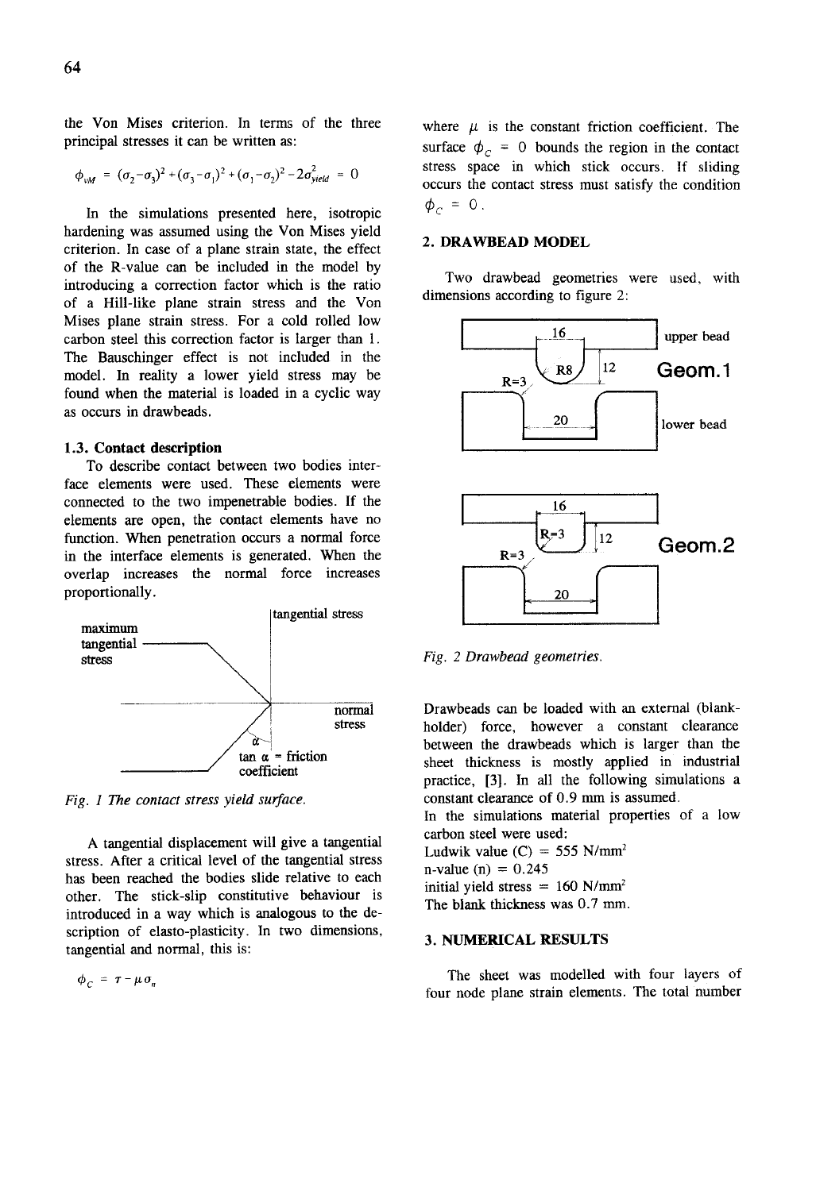the Von Mises criterion. In terms of the three principal stresses it can be written as:

$$\phi_{VM} = (\sigma_2-\sigma_3)^2 + (\sigma_3-\sigma_1)^2 + (\sigma_1-\sigma_2)^2 - 2\sigma_{yield}^2 = 0$$

In the simulations presented here, isotropic hardening was assumed using the Von Mises yield criterion. In case of a plane strain state, the effect of the R-value can be included in the model by introducing a correction factor which is the ratio of a Hill-like plane strain stress and the Von Mises plane strain stress. For a cold rolled low carbon steel this correction factor is larger than 1. The Bauschinger effect is not included in the model. In reality a lower yield stress may be found when the material is loaded in a cyclic way as occurs in drawbeads.

### 1.3. Contact description

To describe contact between two bodies interface elements were used. These elements were connected to the two impenetrable bodies. If the elements are open, the contact elements have no function. When penetration occurs a normal force in the interface elements is generated. When the overlap increases the normal force increases proportionally.

*Fig. 1 The contact stress yield surface.*

A tangential displacement will give a tangential stress. After a critical level of the tangential stress has been reached the bodies slide relative to each other. The stick-slip constitutive behaviour is introduced in a way which is analogous to the description of elasto-plasticity. In two dimensions, tangential and normal, this is:

$$\phi_C = \tau - \mu\sigma_n$$

where $\mu$ is the constant friction coefficient. The surface $\phi_C = 0$ bounds the region in the contact stress space in which stick occurs. If sliding occurs the contact stress must satisfy the condition $\phi_C = 0$.

## 2. DRAWBEAD MODEL

Two drawbead geometries were used, with dimensions according to figure 2:

*Fig. 2 Drawbead geometries.*

Drawbeads can be loaded with an external (blankholder) force, however a constant clearance between the drawbeads which is larger than the sheet thickness is mostly applied in industrial practice, [3]. In all the following simulations a constant clearance of 0.9 mm is assumed.

In the simulations material properties of a low carbon steel were used:

Ludwik value (C) = 555 N/mm$^2$

n-value (n) = 0.245

initial yield stress = 160 N/mm$^2$

The blank thickness was 0.7 mm.

## 3. NUMERICAL RESULTS

The sheet was modelled with four layers of four node plane strain elements. The total number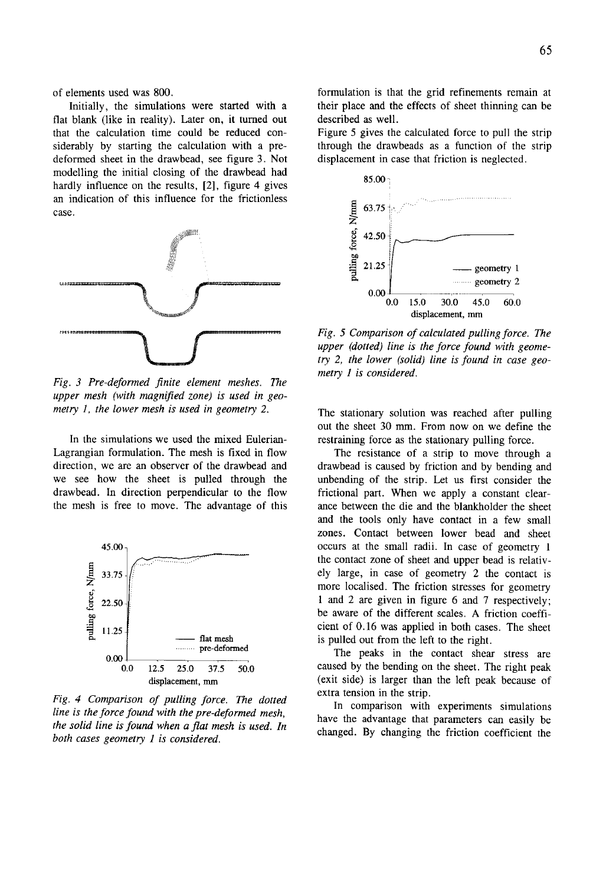of elements used was 800.

Initially, the simulations were started with a flat blank (like in reality). Later on, it turned out that the calculation time could be reduced considerably by starting the calculation with a pre-deformed sheet in the drawbead, see figure 3. Not modelling the initial closing of the drawbead had hardly influence on the results, [2], figure 4 gives an indication of this influence for the frictionless case.

*Fig. 3 Pre-deformed finite element meshes. The upper mesh (with magnified zone) is used in geometry 1, the lower mesh is used in geometry 2.*

In the simulations we used the mixed Eulerian-Lagrangian formulation. The mesh is fixed in flow direction, we are an observer of the drawbead and we see how the sheet is pulled through the drawbead. In direction perpendicular to the flow the mesh is free to move. The advantage of this formulation is that the grid refinements remain at their place and the effects of sheet thinning can be described as well.

*Fig. 4 Comparison of pulling force. The dotted line is the force found with the pre-deformed mesh, the solid line is found when a flat mesh is used. In both cases geometry 1 is considered.*

Figure 5 gives the calculated force to pull the strip through the drawbeads as a function of the strip displacement in case that friction is neglected.

*Fig. 5 Comparison of calculated pulling force. The upper (dotted) line is the force found with geometry 2, the lower (solid) line is found in case geometry 1 is considered.*

The stationary solution was reached after pulling out the sheet 30 mm. From now on we define the restraining force as the stationary pulling force.

The resistance of a strip to move through a drawbead is caused by friction and by bending and unbending of the strip. Let us first consider the frictional part. When we apply a constant clearance between the die and the blankholder the sheet and the tools only have contact in a few small zones. Contact between lower bead and sheet occurs at the small radii. In case of geometry 1 the contact zone of sheet and upper bead is relatively large, in case of geometry 2 the contact is more localised. The friction stresses for geometry 1 and 2 are given in figure 6 and 7 respectively; be aware of the different scales. A friction coefficient of 0.16 was applied in both cases. The sheet is pulled out from the left to the right.

The peaks in the contact shear stress are caused by the bending on the sheet. The right peak (exit side) is larger than the left peak because of extra tension in the strip.

In comparison with experiments simulations have the advantage that parameters can easily be changed. By changing the friction coefficient the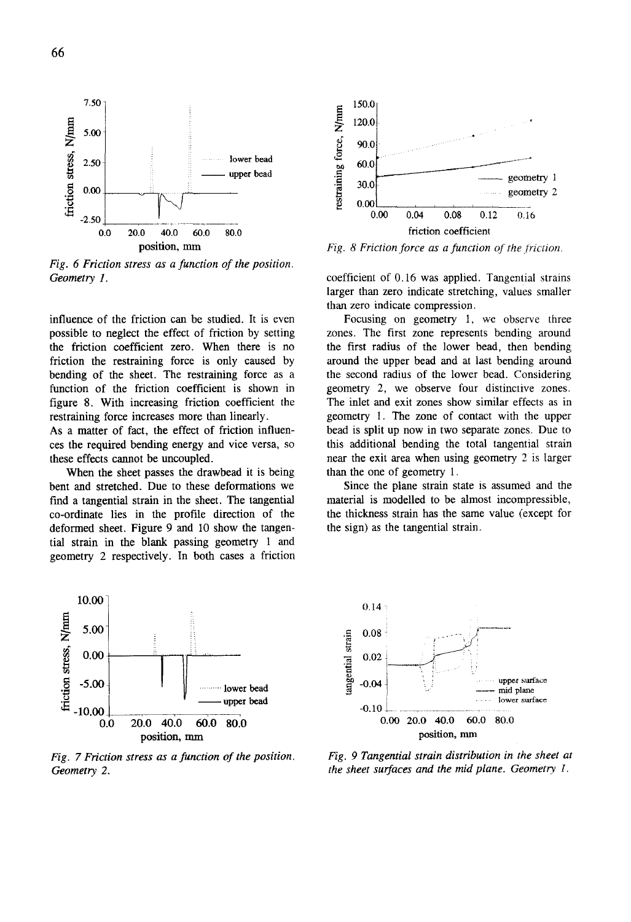Fig. 6 Friction stress as a function of the position. Geometry 1.

influence of the friction can be studied. It is even possible to neglect the effect of friction by setting the friction coefficient zero. When there is no friction the restraining force is only caused by bending of the sheet. The restraining force as a function of the friction coefficient is shown in figure 8. With increasing friction coefficient the restraining force increases more than linearly.

As a matter of fact, the effect of friction influences the required bending energy and vice versa, so these effects cannot be uncoupled.

When the sheet passes the drawbead it is being bent and stretched. Due to these deformations we find a tangential strain in the sheet. The tangential co-ordinate lies in the profile direction of the deformed sheet. Figure 9 and 10 show the tangential strain in the blank passing geometry 1 and geometry 2 respectively. In both cases a friction coefficient of 0.16 was applied. Tangential strains larger than zero indicate stretching, values smaller than zero indicate compression.

Fig. 8 Friction force as a function of the friction.

Focusing on geometry 1, we observe three zones. The first zone represents bending around the first radius of the lower bead, then bending around the upper bead and at last bending around the second radius of the lower bead. Considering geometry 2, we observe four distinctive zones. The inlet and exit zones show similar effects as in geometry 1. The zone of contact with the upper bead is split up now in two separate zones. Due to this additional bending the total tangential strain near the exit area when using geometry 2 is larger than the one of geometry 1.

Since the plane strain state is assumed and the material is modelled to be almost incompressible, the thickness strain has the same value (except for the sign) as the tangential strain.

Fig. 7 Friction stress as a function of the position. Geometry 2.

Fig. 9 Tangential strain distribution in the sheet at the sheet surfaces and the mid plane. Geometry 1.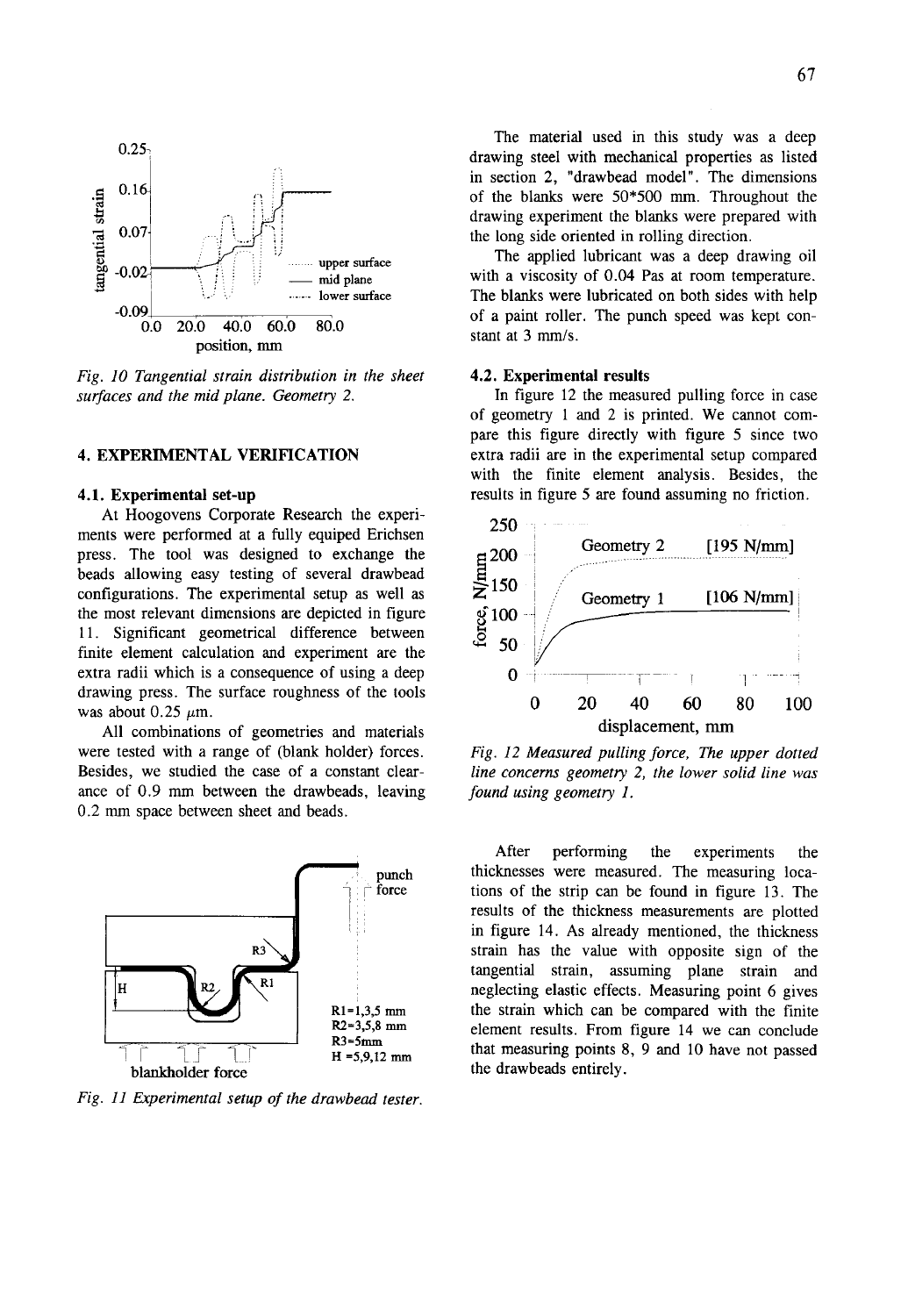*Fig. 10 Tangential strain distribution in the sheet surfaces and the mid plane. Geometry 2.*

## 4. EXPERIMENTAL VERIFICATION

### 4.1. Experimental set-up

At Hoogovens Corporate Research the experiments were performed at a fully equiped Erichsen press. The tool was designed to exchange the beads allowing easy testing of several drawbead configurations. The experimental setup as well as the most relevant dimensions are depicted in figure 11. Significant geometrical difference between finite element calculation and experiment are the extra radii which is a consequence of using a deep drawing press. The surface roughness of the tools was about 0.25 $\mu$m.

All combinations of geometries and materials were tested with a range of (blank holder) forces. Besides, we studied the case of a constant clearance of 0.9 mm between the drawbeads, leaving 0.2 mm space between sheet and beads.

*Fig. 11 Experimental setup of the drawbead tester.*

The material used in this study was a deep drawing steel with mechanical properties as listed in section 2, "drawbead model". The dimensions of the blanks were 50*500 mm. Throughout the drawing experiment the blanks were prepared with the long side oriented in rolling direction.

The applied lubricant was a deep drawing oil with a viscosity of 0.04 Pas at room temperature. The blanks were lubricated on both sides with help of a paint roller. The punch speed was kept constant at 3 mm/s.

### 4.2. Experimental results

In figure 12 the measured pulling force in case of geometry 1 and 2 is printed. We cannot compare this figure directly with figure 5 since two extra radii are in the experimental setup compared with the finite element analysis. Besides, the results in figure 5 are found assuming no friction.

*Fig. 12 Measured pulling force, The upper dotted line concerns geometry 2, the lower solid line was found using geometry 1.*

After performing the experiments the thicknesses were measured. The measuring locations of the strip can be found in figure 13. The results of the thickness measurements are plotted in figure 14. As already mentioned, the thickness strain has the value with opposite sign of the tangential strain, assuming plane strain and neglecting elastic effects. Measuring point 6 gives the strain which can be compared with the finite element results. From figure 14 we can conclude that measuring points 8, 9 and 10 have not passed the drawbeads entirely.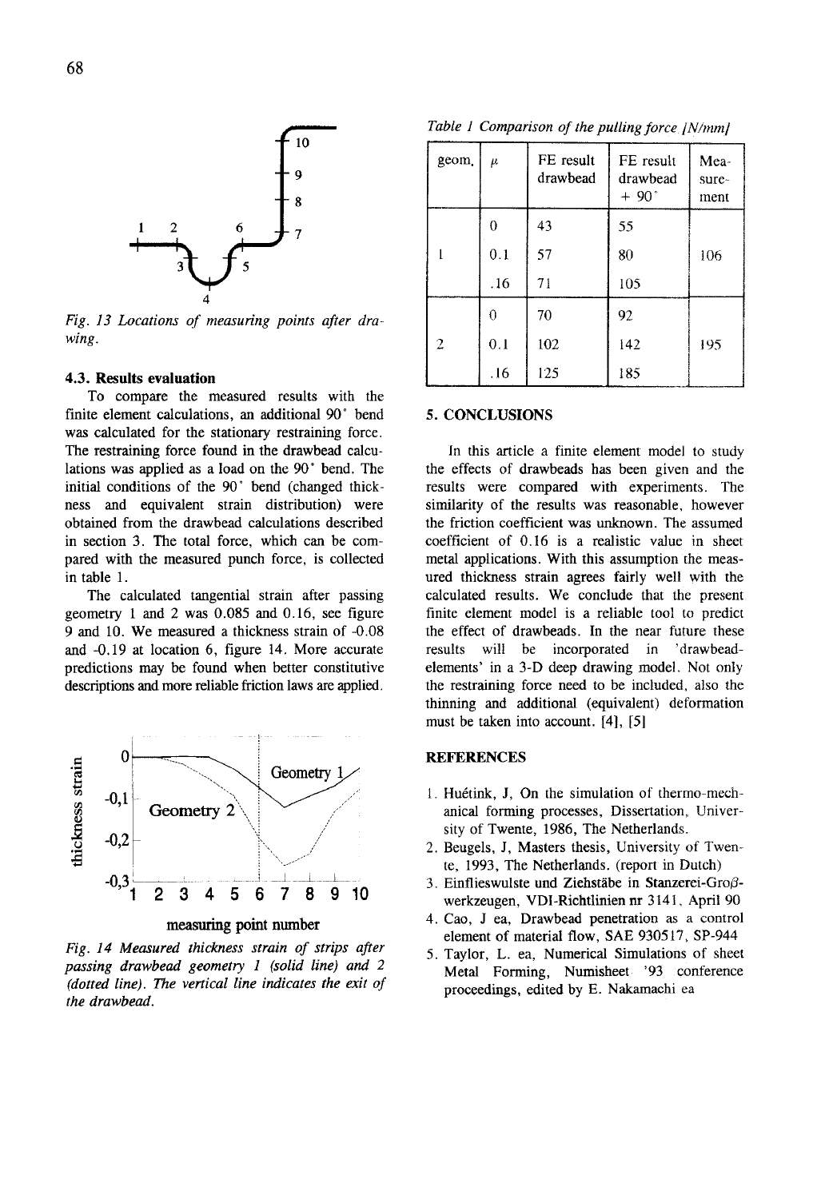1 2 3 4 5 6 7 8 9 10

*Fig. 13 Locations of measuring points after drawing.*

### 4.3. Results evaluation

To compare the measured results with the finite element calculations, an additional 90° bend was calculated for the stationary restraining force. The restraining force found in the drawbead calculations was applied as a load on the 90° bend. The initial conditions of the 90° bend (changed thickness and equivalent strain distribution) were obtained from the drawbead calculations described in section 3. The total force, which can be compared with the measured punch force, is collected in table 1.

The calculated tangential strain after passing geometry 1 and 2 was 0.085 and 0.16, see figure 9 and 10. We measured a thickness strain of -0.08 and -0.19 at location 6, figure 14. More accurate predictions may be found when better constitutive descriptions and more reliable friction laws are applied.

0
-0,1
-0,2
-0,3

thickness strain

Geometry 1
Geometry 2

1 2 3 4 5 6 7 8 9 10

measuring point number

*Fig. 14 Measured thickness strain of strips after passing drawbead geometry 1 (solid line) and 2 (dotted line). The vertical line indicates the exit of the drawbead.*

*Table 1 Comparison of the pulling force [N/mm]*

| geom. | $\mu$ | FE result drawbead | FE result drawbead + 90° | Measurement |
|---|---|---|---|---|
| 1 | 0 | 43 | 55 | 106 |
| | 0.1 | 57 | 80 | |
| | .16 | 71 | 105 | |
| 2 | 0 | 70 | 92 | 195 |
| | 0.1 | 102 | 142 | |
| | .16 | 125 | 185 | |

## 5. CONCLUSIONS

In this article a finite element model to study the effects of drawbeads has been given and the results were compared with experiments. The similarity of the results was reasonable, however the friction coefficient was unknown. The assumed coefficient of 0.16 is a realistic value in sheet metal applications. With this assumption the measured thickness strain agrees fairly well with the calculated results. We conclude that the present finite element model is a reliable tool to predict the effect of drawbeads. In the near future these results will be incorporated in 'drawbead-elements' in a 3-D deep drawing model. Not only the restraining force need to be included, also the thinning and additional (equivalent) deformation must be taken into account. [4], [5]

## REFERENCES

1. Huétink, J, On the simulation of thermo-mechanical forming processes, Dissertation, University of Twente, 1986, The Netherlands.
2. Beugels, J, Masters thesis, University of Twente, 1993, The Netherlands. (report in Dutch)
3. Einflieswulste und Ziehstäbe in Stanzerei-Großwerkzeugen, VDI-Richtlinien nr 3141, April 90
4. Cao, J ea, Drawbead penetration as a control element of material flow, SAE 930517, SP-944
5. Taylor, L. ea, Numerical Simulations of sheet Metal Forming, Numisheet '93 conference proceedings, edited by E. Nakamachi ea